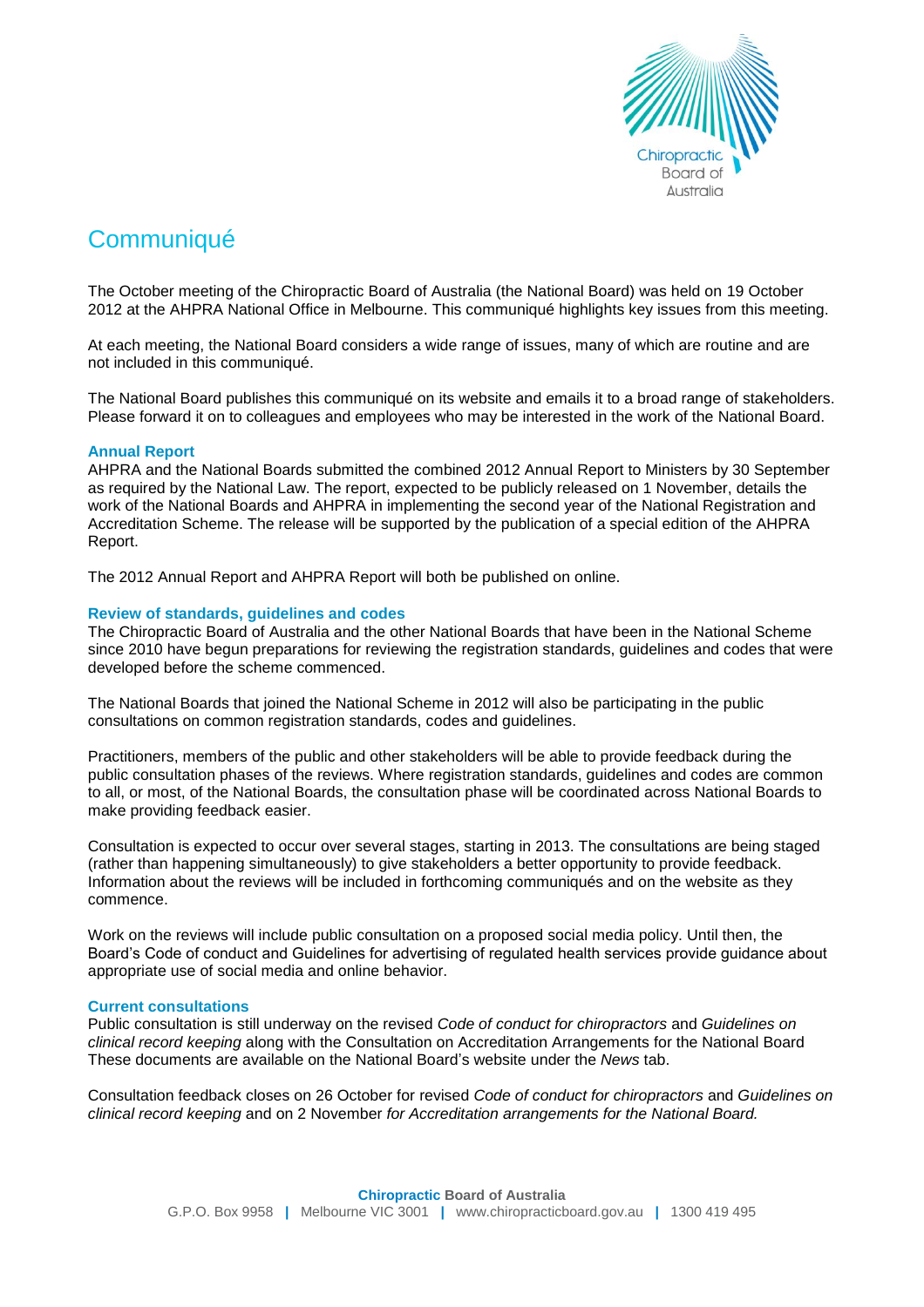# Communiqué

The October meeting of the Chiropractic Board of Australia (the National Board) was held on 19 October 2012 at the AHPRA National Office in Melbourne. This communiqué highlights key issues from this meeting.

At each meeting, the National Board considers a wide range of issues, many of which are routine and are not included in this communiqué.

The National Board publishes this communiqué on its website and emails it to a broad range of stakeholders. Please forward it on to colleagues and employees who may be interested in the work of the National Board.

## Annual Report

AHPRA and the National Boards submitted the combined 2012 Annual Report to Ministers by 30 September as required by the National Law. The report, expected to be publicly released on 1 November, details the work of the National Boards and AHPRA in implementing the second year of the National Registration and Accreditation Scheme. The release will be supported by the publication of a special edition of the AHPRA Report.

The 2012 Annual Report and AHPRA Report will both be published on online.

## Review of standards, guidelines and codes

The Chiropractic Board of Australia and the other National Boards that have been in the National Scheme since 2010 have begun preparations for reviewing the registration standards, guidelines and codes that were developed before the scheme commenced.

The National Boards that joined the National Scheme in 2012 will also be participating in the public consultations on common registration standards, codes and guidelines.

Practitioners, members of the public and other stakeholders will be able to provide feedback during the public consultation phases of the reviews. Where registration standards, guidelines and codes are common to all, or most, of the National Boards, the consultation phase will be coordinated across National Boards to make providing feedback easier.

Consultation is expected to occur over several stages, starting in 2013. The consultations are being staged (rather than happening simultaneously) to give stakeholders a better opportunity to provide feedback. Information about the reviews will be included in forthcoming communiqués and on the website as they commence.

Work on the reviews will include public consultation on a proposed social media policy. Until then, the Board's Code of conduct and Guidelines for advertising of regulated health services provide guidance about appropriate use of social media and online behavior.

## Current consultations

Public consultation is still underway on the revised *Code of conduct for chiropractors* and *Guidelines on clinical record keeping* along with the Consultation on Accreditation Arrangements for the National Board These documents are available on the National Board's website under the *News* tab.

Consultation feedback closes on 26 October for revised *Code of conduct for chiropractors* and *Guidelines on clinical record keeping* and on 2 November *for Accreditation arrangements for the National Board.*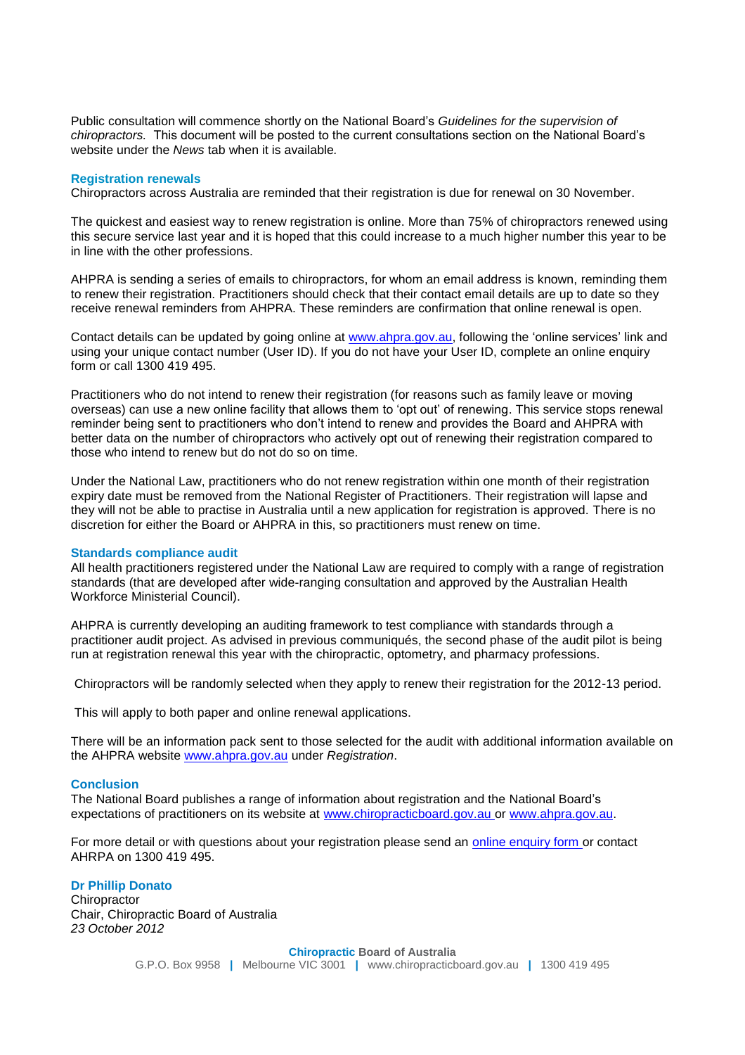Public consultation will commence shortly on the National Board's *Guidelines for the supervision of chiropractors.* This document will be posted to the current consultations section on the National Board's website under the *News* tab when it is available.

## Registration renewals

Chiropractors across Australia are reminded that their registration is due for renewal on 30 November.

The quickest and easiest way to renew registration is online. More than 75% of chiropractors renewed using this secure service last year and it is hoped that this could increase to a much higher number this year to be in line with the other professions.

AHPRA is sending a series of emails to chiropractors, for whom an email address is known, reminding them to renew their registration. Practitioners should check that their contact email details are up to date so they receive renewal reminders from AHPRA. These reminders are confirmation that online renewal is open.

Contact details can be updated by going online at [www.ahpra.gov.au](www.ahpra.gov.au), following the 'online services' link and using your unique contact number (User ID). If you do not have your User ID, complete an online enquiry form or call 1300 419 495.

Practitioners who do not intend to renew their registration (for reasons such as family leave or moving overseas) can use a new online facility that allows them to 'opt out' of renewing. This service stops renewal reminder being sent to practitioners who don't intend to renew and provides the Board and AHPRA with better data on the number of chiropractors who actively opt out of renewing their registration compared to those who intend to renew but do not do so on time.

Under the National Law, practitioners who do not renew registration within one month of their registration expiry date must be removed from the National Register of Practitioners. Their registration will lapse and they will not be able to practise in Australia until a new application for registration is approved. There is no discretion for either the Board or AHPRA in this, so practitioners must renew on time.

## Standards compliance audit

All health practitioners registered under the National Law are required to comply with a range of registration standards (that are developed after wide-ranging consultation and approved by the Australian Health Workforce Ministerial Council).

AHPRA is currently developing an auditing framework to test compliance with standards through a practitioner audit project. As advised in previous communiqués, the second phase of the audit pilot is being run at registration renewal this year with the chiropractic, optometry, and pharmacy professions.

Chiropractors will be randomly selected when they apply to renew their registration for the 2012-13 period.

This will apply to both paper and online renewal applications.

There will be an information pack sent to those selected for the audit with additional information available on the AHPRA website [www.ahpra.gov.au](www.ahpra.gov.au) under *Registration*.

## Conclusion

The National Board publishes a range of information about registration and the National Board's expectations of practitioners on its website at [www.chiropracticboard.gov.au](www.chiropracticboard.gov.au) or [www.ahpra.gov.au](www.ahpra.gov.au).

For more detail or with questions about your registration please send an online enquiry form or contact AHRPA on 1300 419 495.

**Dr Phillip Donato**
Chiropractor
Chair, Chiropractic Board of Australia
*23 October 2012*

**Chiropractic Board of Australia**
G.P.O. Box 9958 | Melbourne VIC 3001 | www.chiropracticboard.gov.au | 1300 419 495